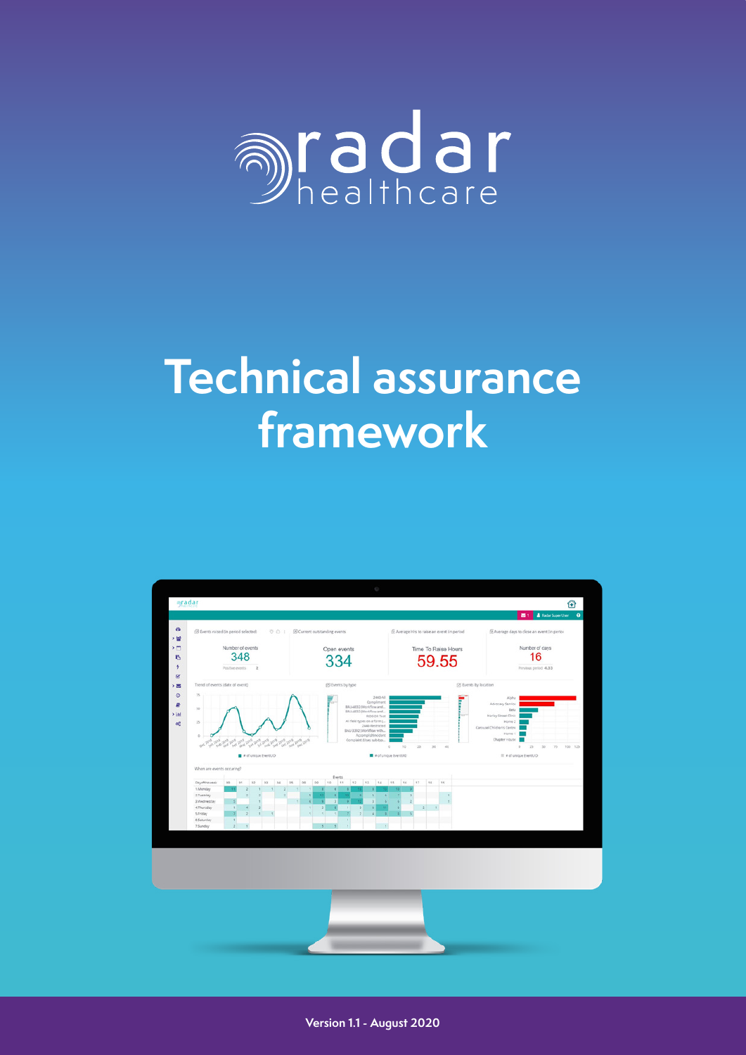radar healthcare

# Technical assurance framework

Version 1.1 - August 2020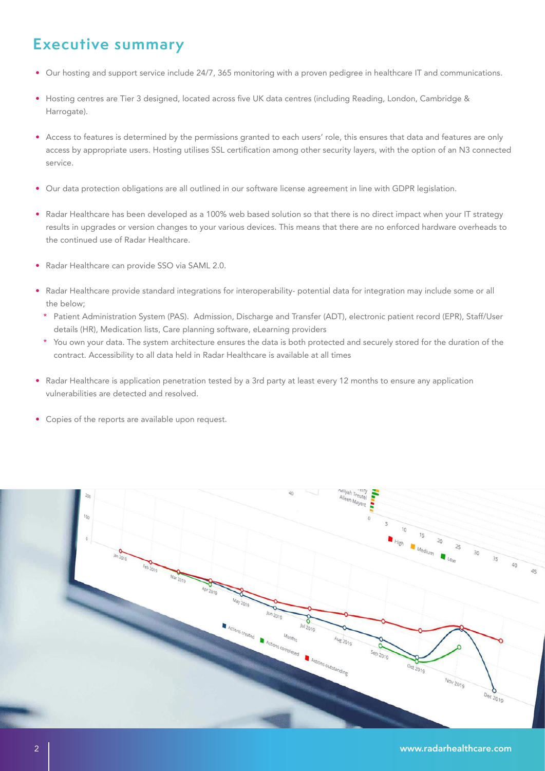## Executive summary

- Our hosting and support service include 24/7, 365 monitoring with a proven pedigree in healthcare IT and communications.
- Hosting centres are Tier 3 designed, located across five UK data centres (including Reading, London, Cambridge & Harrogate).
- Access to features is determined by the permissions granted to each users' role, this ensures that data and features are only access by appropriate users. Hosting utilises SSL certification among other security layers, with the option of an N3 connected service.
- Our data protection obligations are all outlined in our software license agreement in line with GDPR legislation.
- Radar Healthcare has been developed as a 100% web based solution so that there is no direct impact when your IT strategy results in upgrades or version changes to your various devices. This means that there are no enforced hardware overheads to the continued use of Radar Healthcare.
- Radar Healthcare can provide SSO via SAML 2.0.
- Radar Healthcare provide standard integrations for interoperability- potential data for integration may include some or all the below;
  * Patient Administration System (PAS). Admission, Discharge and Transfer (ADT), electronic patient record (EPR), Staff/User details (HR), Medication lists, Care planning software, eLearning providers
  * You own your data. The system architecture ensures the data is both protected and securely stored for the duration of the contract. Accessibility to all data held in Radar Healthcare is available at all times
- Radar Healthcare is application penetration tested by a 3rd party at least every 12 months to ensure any application vulnerabilities are detected and resolved.
- Copies of the reports are available upon request.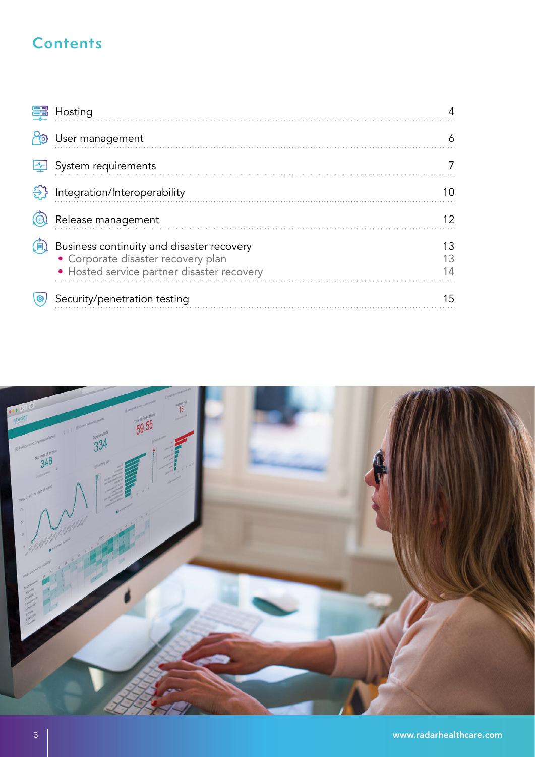## Contents

| Section | Page |
|---|---|
| Hosting | 4 |
| User management | 6 |
| System requirements | 7 |
| Integration/Interoperability | 10 |
| Release management | 12 |
| Business continuity and disaster recovery | 13 |
| • Corporate disaster recovery plan | 13 |
| • Hosted service partner disaster recovery | 14 |
| Security/penetration testing | 15 |

www.radarhealthcare.com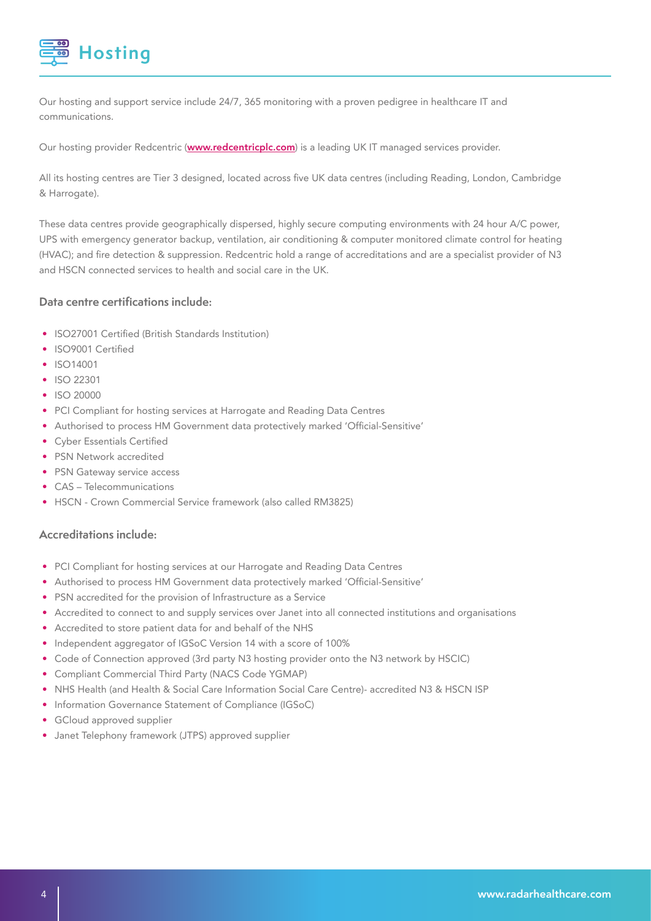# Hosting

Our hosting and support service include 24/7, 365 monitoring with a proven pedigree in healthcare IT and communications.

Our hosting provider Redcentric (**www.redcentricplc.com**) is a leading UK IT managed services provider.

All its hosting centres are Tier 3 designed, located across five UK data centres (including Reading, London, Cambridge & Harrogate).

These data centres provide geographically dispersed, highly secure computing environments with 24 hour A/C power, UPS with emergency generator backup, ventilation, air conditioning & computer monitored climate control for heating (HVAC); and fire detection & suppression. Redcentric hold a range of accreditations and are a specialist provider of N3 and HSCN connected services to health and social care in the UK.

### Data centre certifications include:

- ISO27001 Certified (British Standards Institution)
- ISO9001 Certified
- ISO14001
- ISO 22301
- ISO 20000
- PCI Compliant for hosting services at Harrogate and Reading Data Centres
- Authorised to process HM Government data protectively marked 'Official-Sensitive'
- Cyber Essentials Certified
- PSN Network accredited
- PSN Gateway service access
- CAS – Telecommunications
- HSCN - Crown Commercial Service framework (also called RM3825)

### Accreditations include:

- PCI Compliant for hosting services at our Harrogate and Reading Data Centres
- Authorised to process HM Government data protectively marked 'Official-Sensitive'
- PSN accredited for the provision of Infrastructure as a Service
- Accredited to connect to and supply services over Janet into all connected institutions and organisations
- Accredited to store patient data for and behalf of the NHS
- Independent aggregator of IGSoC Version 14 with a score of 100%
- Code of Connection approved (3rd party N3 hosting provider onto the N3 network by HSCIC)
- Compliant Commercial Third Party (NACS Code YGMAP)
- NHS Health (and Health & Social Care Information Social Care Centre)- accredited N3 & HSCN ISP
- Information Governance Statement of Compliance (IGSoC)
- GCloud approved supplier
- Janet Telephony framework (JTPS) approved supplier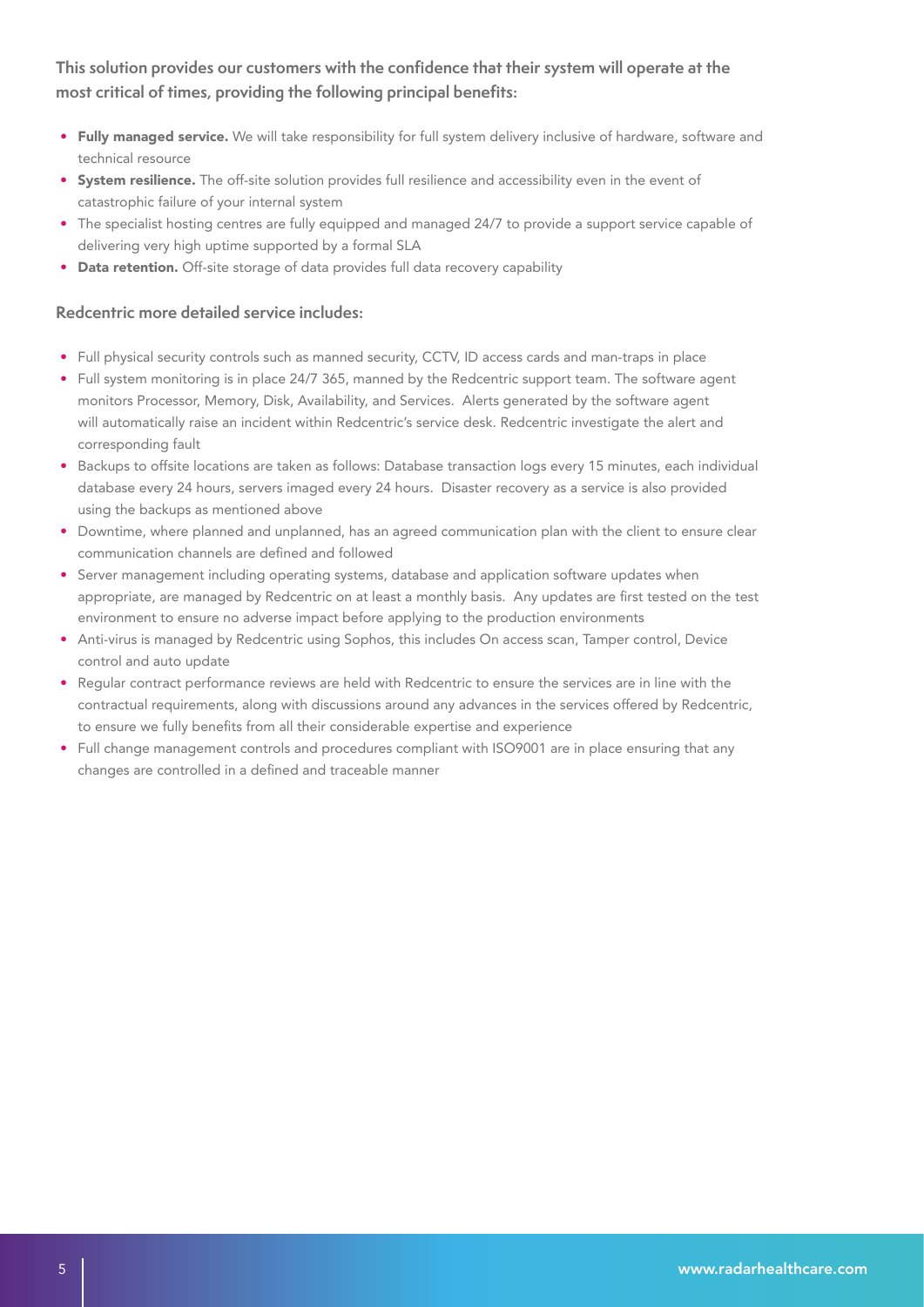### This solution provides our customers with the confidence that their system will operate at the most critical of times, providing the following principal benefits:

- **Fully managed service.** We will take responsibility for full system delivery inclusive of hardware, software and technical resource
- **System resilience.** The off-site solution provides full resilience and accessibility even in the event of catastrophic failure of your internal system
- The specialist hosting centres are fully equipped and managed 24/7 to provide a support service capable of delivering very high uptime supported by a formal SLA
- **Data retention.** Off-site storage of data provides full data recovery capability

### Redcentric more detailed service includes:

- Full physical security controls such as manned security, CCTV, ID access cards and man-traps in place
- Full system monitoring is in place 24/7 365, manned by the Redcentric support team. The software agent monitors Processor, Memory, Disk, Availability, and Services. Alerts generated by the software agent will automatically raise an incident within Redcentric's service desk. Redcentric investigate the alert and corresponding fault
- Backups to offsite locations are taken as follows: Database transaction logs every 15 minutes, each individual database every 24 hours, servers imaged every 24 hours. Disaster recovery as a service is also provided using the backups as mentioned above
- Downtime, where planned and unplanned, has an agreed communication plan with the client to ensure clear communication channels are defined and followed
- Server management including operating systems, database and application software updates when appropriate, are managed by Redcentric on at least a monthly basis. Any updates are first tested on the test environment to ensure no adverse impact before applying to the production environments
- Anti-virus is managed by Redcentric using Sophos, this includes On access scan, Tamper control, Device control and auto update
- Regular contract performance reviews are held with Redcentric to ensure the services are in line with the contractual requirements, along with discussions around any advances in the services offered by Redcentric, to ensure we fully benefits from all their considerable expertise and experience
- Full change management controls and procedures compliant with ISO9001 are in place ensuring that any changes are controlled in a defined and traceable manner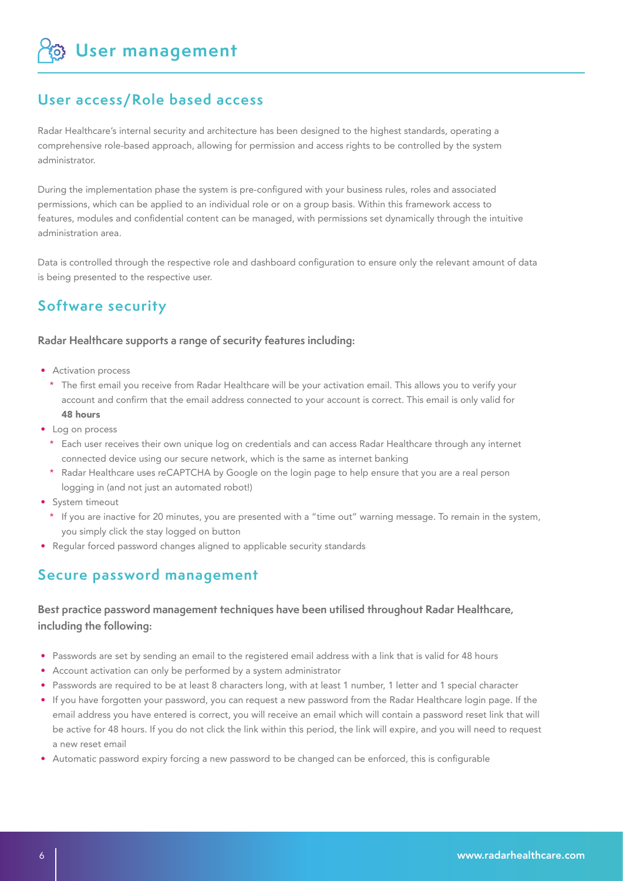# User management

## User access/Role based access

Radar Healthcare's internal security and architecture has been designed to the highest standards, operating a comprehensive role-based approach, allowing for permission and access rights to be controlled by the system administrator.

During the implementation phase the system is pre-configured with your business rules, roles and associated permissions, which can be applied to an individual role or on a group basis. Within this framework access to features, modules and confidential content can be managed, with permissions set dynamically through the intuitive administration area.

Data is controlled through the respective role and dashboard configuration to ensure only the relevant amount of data is being presented to the respective user.

## Software security

**Radar Healthcare supports a range of security features including:**

- Activation process
  - The first email you receive from Radar Healthcare will be your activation email. This allows you to verify your account and confirm that the email address connected to your account is correct. This email is only valid for **48 hours**
- Log on process
  - Each user receives their own unique log on credentials and can access Radar Healthcare through any internet connected device using our secure network, which is the same as internet banking
  - Radar Healthcare uses reCAPTCHA by Google on the login page to help ensure that you are a real person logging in (and not just an automated robot!)
- System timeout
  - If you are inactive for 20 minutes, you are presented with a "time out" warning message. To remain in the system, you simply click the stay logged on button
- Regular forced password changes aligned to applicable security standards

## Secure password management

**Best practice password management techniques have been utilised throughout Radar Healthcare, including the following:**

- Passwords are set by sending an email to the registered email address with a link that is valid for 48 hours
- Account activation can only be performed by a system administrator
- Passwords are required to be at least 8 characters long, with at least 1 number, 1 letter and 1 special character
- If you have forgotten your password, you can request a new password from the Radar Healthcare login page. If the email address you have entered is correct, you will receive an email which will contain a password reset link that will be active for 48 hours. If you do not click the link within this period, the link will expire, and you will need to request a new reset email
- Automatic password expiry forcing a new password to be changed can be enforced, this is configurable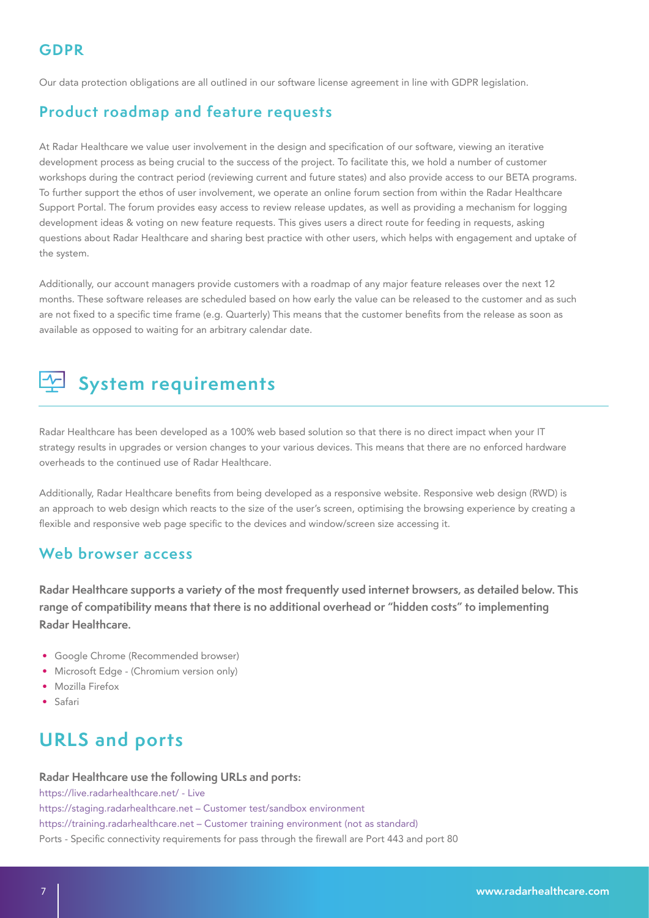## GDPR

Our data protection obligations are all outlined in our software license agreement in line with GDPR legislation.

## Product roadmap and feature requests

At Radar Healthcare we value user involvement in the design and specification of our software, viewing an iterative development process as being crucial to the success of the project. To facilitate this, we hold a number of customer workshops during the contract period (reviewing current and future states) and also provide access to our BETA programs. To further support the ethos of user involvement, we operate an online forum section from within the Radar Healthcare Support Portal. The forum provides easy access to review release updates, as well as providing a mechanism for logging development ideas & voting on new feature requests. This gives users a direct route for feeding in requests, asking questions about Radar Healthcare and sharing best practice with other users, which helps with engagement and uptake of the system.

Additionally, our account managers provide customers with a roadmap of any major feature releases over the next 12 months. These software releases are scheduled based on how early the value can be released to the customer and as such are not fixed to a specific time frame (e.g. Quarterly) This means that the customer benefits from the release as soon as available as opposed to waiting for an arbitrary calendar date.

# System requirements

Radar Healthcare has been developed as a 100% web based solution so that there is no direct impact when your IT strategy results in upgrades or version changes to your various devices. This means that there are no enforced hardware overheads to the continued use of Radar Healthcare.

Additionally, Radar Healthcare benefits from being developed as a responsive website. Responsive web design (RWD) is an approach to web design which reacts to the size of the user's screen, optimising the browsing experience by creating a flexible and responsive web page specific to the devices and window/screen size accessing it.

## Web browser access

**Radar Healthcare supports a variety of the most frequently used internet browsers, as detailed below. This range of compatibility means that there is no additional overhead or "hidden costs" to implementing Radar Healthcare.**

- Google Chrome (Recommended browser)
- Microsoft Edge - (Chromium version only)
- Mozilla Firefox
- Safari

## URLS and ports

**Radar Healthcare use the following URLs and ports:**

https://live.radarhealthcare.net/ - Live
https://staging.radarhealthcare.net – Customer test/sandbox environment
https://training.radarhealthcare.net – Customer training environment (not as standard)
Ports - Specific connectivity requirements for pass through the firewall are Port 443 and port 80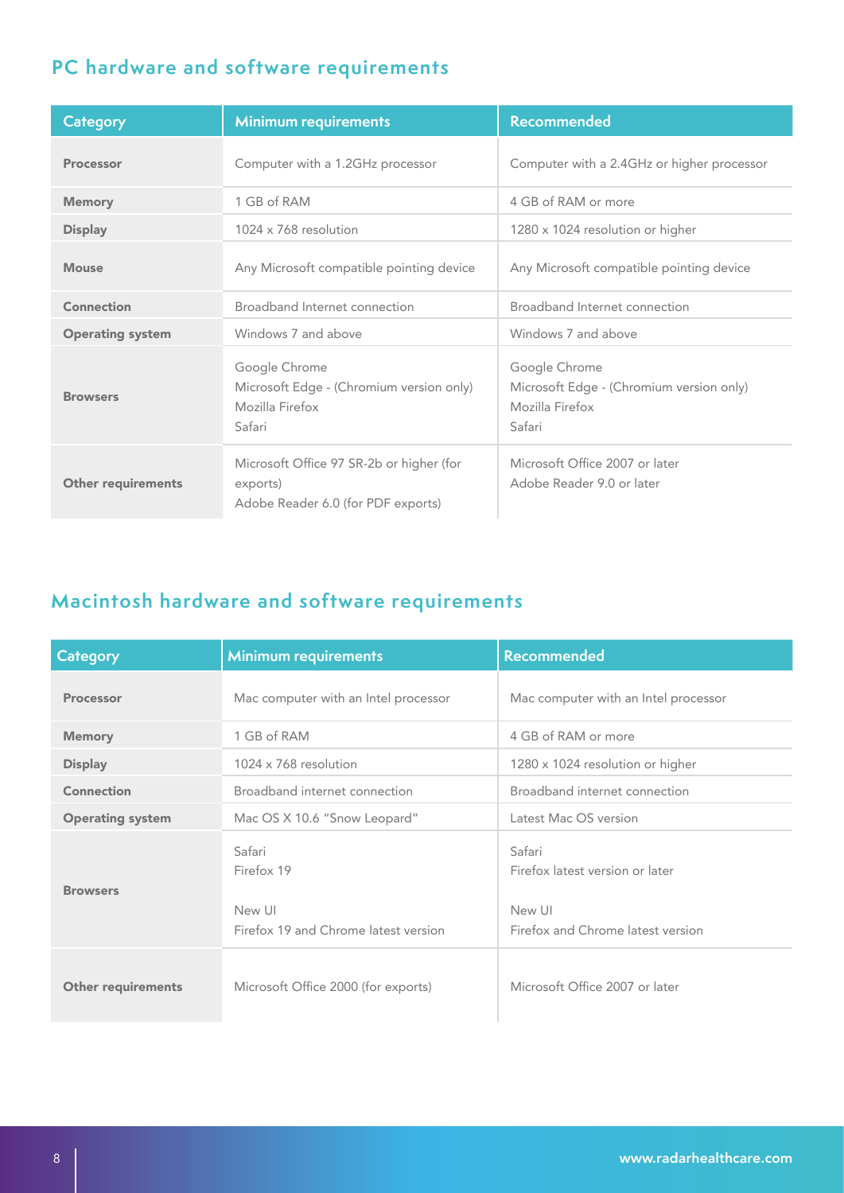## PC hardware and software requirements

| Category | Minimum requirements | Recommended |
| --- | --- | --- |
| **Processor** | Computer with a 1.2GHz processor | Computer with a 2.4GHz or higher processor |
| **Memory** | 1 GB of RAM | 4 GB of RAM or more |
| **Display** | 1024 x 768 resolution | 1280 x 1024 resolution or higher |
| **Mouse** | Any Microsoft compatible pointing device | Any Microsoft compatible pointing device |
| **Connection** | Broadband Internet connection | Broadband Internet connection |
| **Operating system** | Windows 7 and above | Windows 7 and above |
| **Browsers** | Google Chrome<br>Microsoft Edge - (Chromium version only)<br>Mozilla Firefox<br>Safari | Google Chrome<br>Microsoft Edge - (Chromium version only)<br>Mozilla Firefox<br>Safari |
| **Other requirements** | Microsoft Office 97 SR-2b or higher (for exports)<br>Adobe Reader 6.0 (for PDF exports) | Microsoft Office 2007 or later<br>Adobe Reader 9.0 or later |

## Macintosh hardware and software requirements

| Category | Minimum requirements | Recommended |
| --- | --- | --- |
| **Processor** | Mac computer with an Intel processor | Mac computer with an Intel processor |
| **Memory** | 1 GB of RAM | 4 GB of RAM or more |
| **Display** | 1024 x 768 resolution | 1280 x 1024 resolution or higher |
| **Connection** | Broadband internet connection | Broadband internet connection |
| **Operating system** | Mac OS X 10.6 "Snow Leopard" | Latest Mac OS version |
| **Browsers** | Safari<br>Firefox 19<br><br>New UI<br>Firefox 19 and Chrome latest version | Safari<br>Firefox latest version or later<br><br>New UI<br>Firefox and Chrome latest version |
| **Other requirements** | Microsoft Office 2000 (for exports) | Microsoft Office 2007 or later |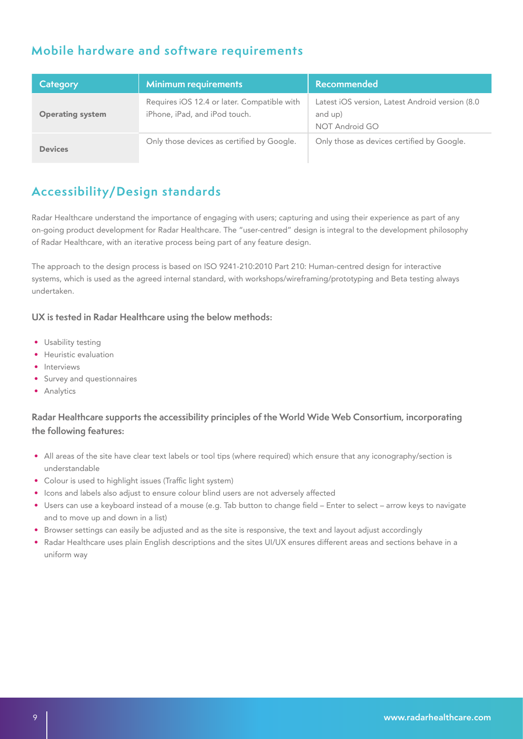## Mobile hardware and software requirements

| Category | Minimum requirements | Recommended |
|---|---|---|
| **Operating system** | Requires iOS 12.4 or later. Compatible with iPhone, iPad, and iPod touch. | Latest iOS version, Latest Android version (8.0 and up)<br>NOT Android GO |
| **Devices** | Only those devices as certified by Google. | Only those as devices certified by Google. |

## Accessibility/Design standards

Radar Healthcare understand the importance of engaging with users; capturing and using their experience as part of any on-going product development for Radar Healthcare. The "user-centred" design is integral to the development philosophy of Radar Healthcare, with an iterative process being part of any feature design.

The approach to the design process is based on ISO 9241-210:2010 Part 210: Human-centred design for interactive systems, which is used as the agreed internal standard, with workshops/wireframing/prototyping and Beta testing always undertaken.

### UX is tested in Radar Healthcare using the below methods:

- Usability testing
- Heuristic evaluation
- Interviews
- Survey and questionnaires
- Analytics

### Radar Healthcare supports the accessibility principles of the World Wide Web Consortium, incorporating the following features:

- All areas of the site have clear text labels or tool tips (where required) which ensure that any iconography/section is understandable
- Colour is used to highlight issues (Traffic light system)
- Icons and labels also adjust to ensure colour blind users are not adversely affected
- Users can use a keyboard instead of a mouse (e.g. Tab button to change field – Enter to select – arrow keys to navigate and to move up and down in a list)
- Browser settings can easily be adjusted and as the site is responsive, the text and layout adjust accordingly
- Radar Healthcare uses plain English descriptions and the sites UI/UX ensures different areas and sections behave in a uniform way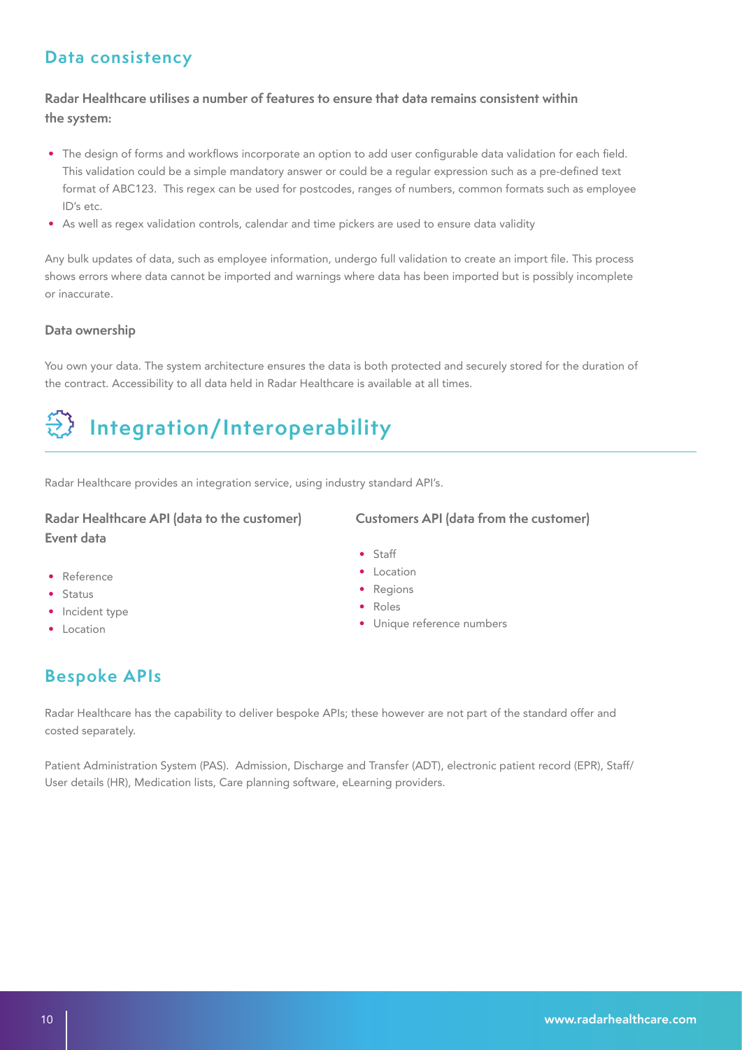## Data consistency

**Radar Healthcare utilises a number of features to ensure that data remains consistent within the system:**

- The design of forms and workflows incorporate an option to add user configurable data validation for each field. This validation could be a simple mandatory answer or could be a regular expression such as a pre-defined text format of ABC123. This regex can be used for postcodes, ranges of numbers, common formats such as employee ID's etc.
- As well as regex validation controls, calendar and time pickers are used to ensure data validity

Any bulk updates of data, such as employee information, undergo full validation to create an import file. This process shows errors where data cannot be imported and warnings where data has been imported but is possibly incomplete or inaccurate.

### Data ownership

You own your data. The system architecture ensures the data is both protected and securely stored for the duration of the contract. Accessibility to all data held in Radar Healthcare is available at all times.

# Integration/Interoperability

Radar Healthcare provides an integration service, using industry standard API's.

### Radar Healthcare API (data to the customer) Event data

- Reference
- Status
- Incident type
- Location

### Customers API (data from the customer)

- Staff
- Location
- Regions
- Roles
- Unique reference numbers

## Bespoke APIs

Radar Healthcare has the capability to deliver bespoke APIs; these however are not part of the standard offer and costed separately.

Patient Administration System (PAS). Admission, Discharge and Transfer (ADT), electronic patient record (EPR), Staff/User details (HR), Medication lists, Care planning software, eLearning providers.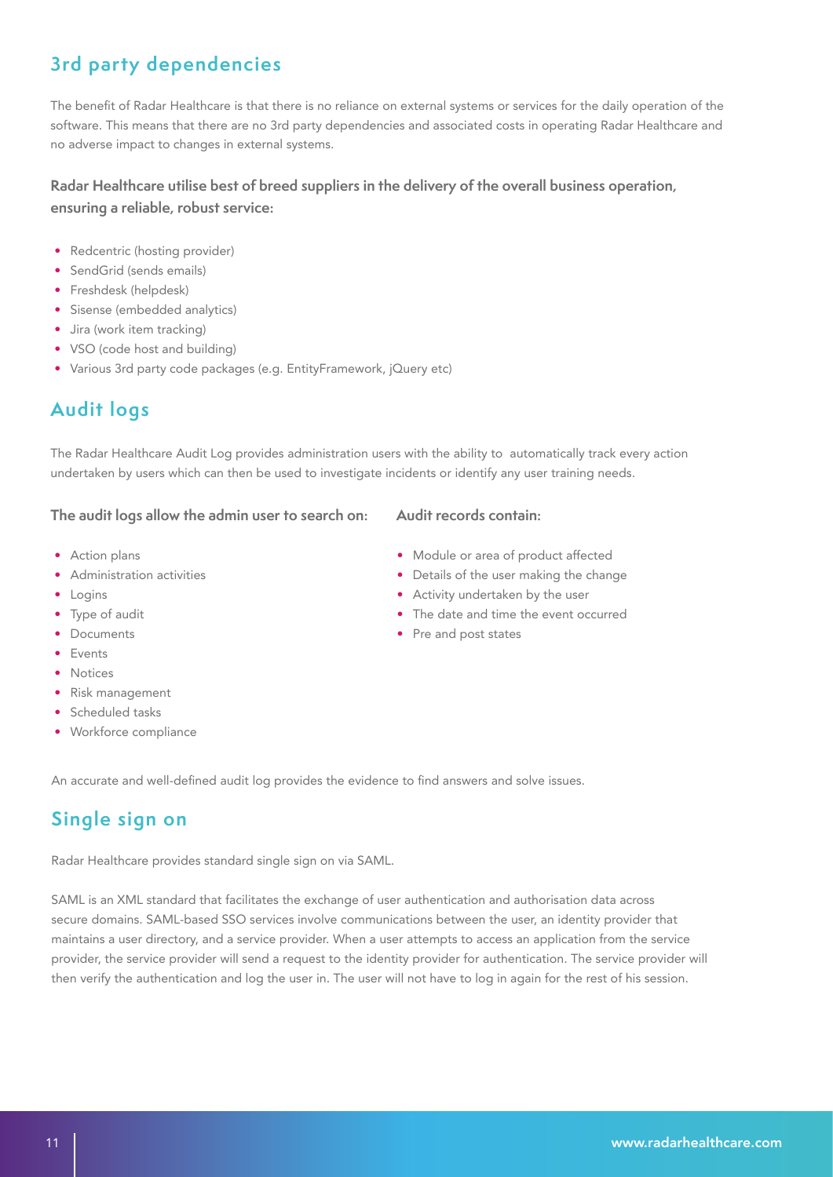## 3rd party dependencies

The benefit of Radar Healthcare is that there is no reliance on external systems or services for the daily operation of the software. This means that there are no 3rd party dependencies and associated costs in operating Radar Healthcare and no adverse impact to changes in external systems.

**Radar Healthcare utilise best of breed suppliers in the delivery of the overall business operation, ensuring a reliable, robust service:**

- Redcentric (hosting provider)
- SendGrid (sends emails)
- Freshdesk (helpdesk)
- Sisense (embedded analytics)
- Jira (work item tracking)
- VSO (code host and building)
- Various 3rd party code packages (e.g. EntityFramework, jQuery etc)

## Audit logs

The Radar Healthcare Audit Log provides administration users with the ability to automatically track every action undertaken by users which can then be used to investigate incidents or identify any user training needs.

**The audit logs allow the admin user to search on:**

- Action plans
- Administration activities
- Logins
- Type of audit
- Documents
- Events
- Notices
- Risk management
- Scheduled tasks
- Workforce compliance

**Audit records contain:**

- Module or area of product affected
- Details of the user making the change
- Activity undertaken by the user
- The date and time the event occurred
- Pre and post states

An accurate and well-defined audit log provides the evidence to find answers and solve issues.

## Single sign on

Radar Healthcare provides standard single sign on via SAML.

SAML is an XML standard that facilitates the exchange of user authentication and authorisation data across secure domains. SAML-based SSO services involve communications between the user, an identity provider that maintains a user directory, and a service provider. When a user attempts to access an application from the service provider, the service provider will send a request to the identity provider for authentication. The service provider will then verify the authentication and log the user in. The user will not have to log in again for the rest of his session.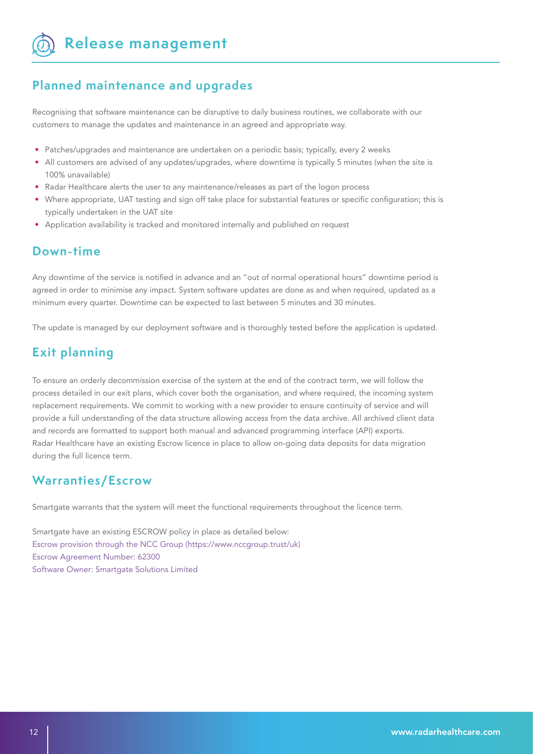# Release management

## Planned maintenance and upgrades

Recognising that software maintenance can be disruptive to daily business routines, we collaborate with our customers to manage the updates and maintenance in an agreed and appropriate way.

- Patches/upgrades and maintenance are undertaken on a periodic basis; typically, every 2 weeks
- All customers are advised of any updates/upgrades, where downtime is typically 5 minutes (when the site is 100% unavailable)
- Radar Healthcare alerts the user to any maintenance/releases as part of the logon process
- Where appropriate, UAT testing and sign off take place for substantial features or specific configuration; this is typically undertaken in the UAT site
- Application availability is tracked and monitored internally and published on request

## Down-time

Any downtime of the service is notified in advance and an "out of normal operational hours" downtime period is agreed in order to minimise any impact. System software updates are done as and when required, updated as a minimum every quarter. Downtime can be expected to last between 5 minutes and 30 minutes.

The update is managed by our deployment software and is thoroughly tested before the application is updated.

## Exit planning

To ensure an orderly decommission exercise of the system at the end of the contract term, we will follow the process detailed in our exit plans, which cover both the organisation, and where required, the incoming system replacement requirements. We commit to working with a new provider to ensure continuity of service and will provide a full understanding of the data structure allowing access from the data archive. All archived client data and records are formatted to support both manual and advanced programming interface (API) exports. Radar Healthcare have an existing Escrow licence in place to allow on-going data deposits for data migration during the full licence term.

## Warranties/Escrow

Smartgate warrants that the system will meet the functional requirements throughout the licence term.

Smartgate have an existing ESCROW policy in place as detailed below:
Escrow provision through the NCC Group (https://www.nccgroup.trust/uk)
Escrow Agreement Number: 62300
Software Owner: Smartgate Solutions Limited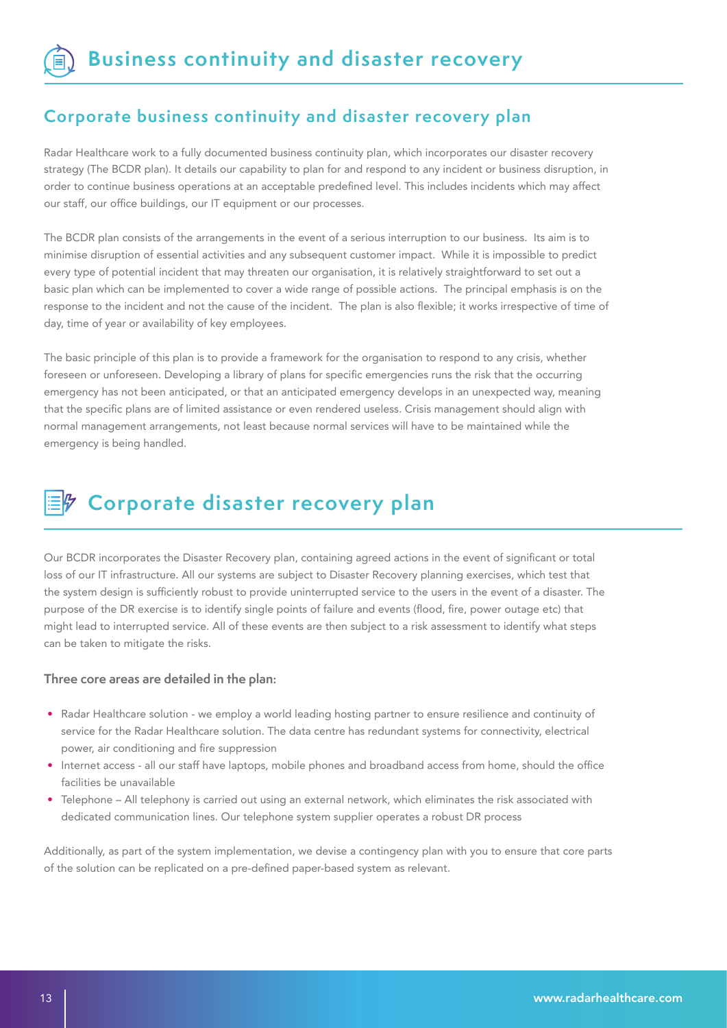# Business continuity and disaster recovery

## Corporate business continuity and disaster recovery plan

Radar Healthcare work to a fully documented business continuity plan, which incorporates our disaster recovery strategy (The BCDR plan). It details our capability to plan for and respond to any incident or business disruption, in order to continue business operations at an acceptable predefined level. This includes incidents which may affect our staff, our office buildings, our IT equipment or our processes.

The BCDR plan consists of the arrangements in the event of a serious interruption to our business. Its aim is to minimise disruption of essential activities and any subsequent customer impact. While it is impossible to predict every type of potential incident that may threaten our organisation, it is relatively straightforward to set out a basic plan which can be implemented to cover a wide range of possible actions. The principal emphasis is on the response to the incident and not the cause of the incident. The plan is also flexible; it works irrespective of time of day, time of year or availability of key employees.

The basic principle of this plan is to provide a framework for the organisation to respond to any crisis, whether foreseen or unforeseen. Developing a library of plans for specific emergencies runs the risk that the occurring emergency has not been anticipated, or that an anticipated emergency develops in an unexpected way, meaning that the specific plans are of limited assistance or even rendered useless. Crisis management should align with normal management arrangements, not least because normal services will have to be maintained while the emergency is being handled.

# Corporate disaster recovery plan

Our BCDR incorporates the Disaster Recovery plan, containing agreed actions in the event of significant or total loss of our IT infrastructure. All our systems are subject to Disaster Recovery planning exercises, which test that the system design is sufficiently robust to provide uninterrupted service to the users in the event of a disaster. The purpose of the DR exercise is to identify single points of failure and events (flood, fire, power outage etc) that might lead to interrupted service. All of these events are then subject to a risk assessment to identify what steps can be taken to mitigate the risks.

**Three core areas are detailed in the plan:**

- Radar Healthcare solution - we employ a world leading hosting partner to ensure resilience and continuity of service for the Radar Healthcare solution. The data centre has redundant systems for connectivity, electrical power, air conditioning and fire suppression
- Internet access - all our staff have laptops, mobile phones and broadband access from home, should the office facilities be unavailable
- Telephone – All telephony is carried out using an external network, which eliminates the risk associated with dedicated communication lines. Our telephone system supplier operates a robust DR process

Additionally, as part of the system implementation, we devise a contingency plan with you to ensure that core parts of the solution can be replicated on a pre-defined paper-based system as relevant.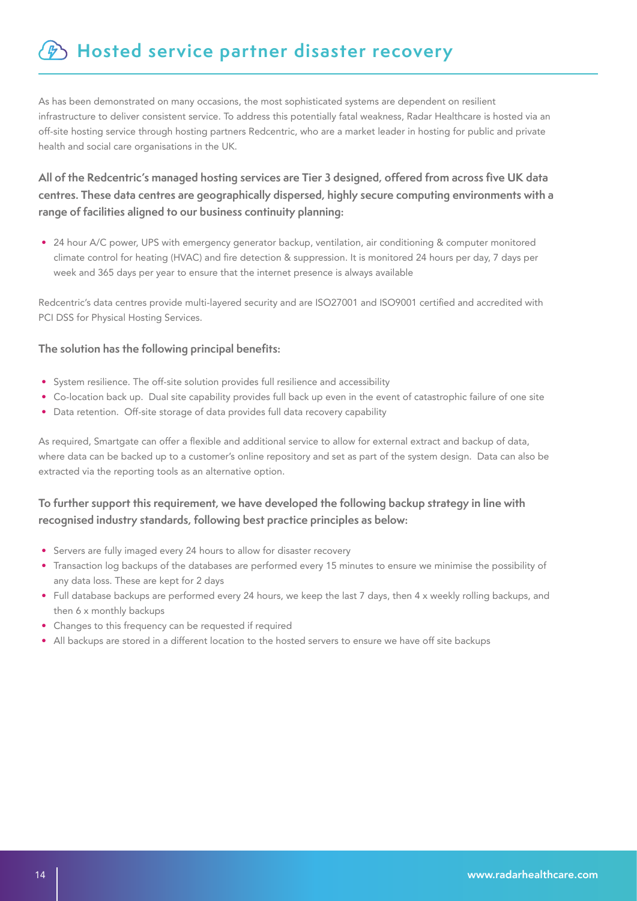# Hosted service partner disaster recovery

As has been demonstrated on many occasions, the most sophisticated systems are dependent on resilient infrastructure to deliver consistent service. To address this potentially fatal weakness, Radar Healthcare is hosted via an off-site hosting service through hosting partners Redcentric, who are a market leader in hosting for public and private health and social care organisations in the UK.

**All of the Redcentric's managed hosting services are Tier 3 designed, offered from across five UK data centres. These data centres are geographically dispersed, highly secure computing environments with a range of facilities aligned to our business continuity planning:**

- 24 hour A/C power, UPS with emergency generator backup, ventilation, air conditioning & computer monitored climate control for heating (HVAC) and fire detection & suppression. It is monitored 24 hours per day, 7 days per week and 365 days per year to ensure that the internet presence is always available

Redcentric's data centres provide multi-layered security and are ISO27001 and ISO9001 certified and accredited with PCI DSS for Physical Hosting Services.

**The solution has the following principal benefits:**

- System resilience. The off-site solution provides full resilience and accessibility
- Co-location back up. Dual site capability provides full back up even in the event of catastrophic failure of one site
- Data retention. Off-site storage of data provides full data recovery capability

As required, Smartgate can offer a flexible and additional service to allow for external extract and backup of data, where data can be backed up to a customer's online repository and set as part of the system design. Data can also be extracted via the reporting tools as an alternative option.

**To further support this requirement, we have developed the following backup strategy in line with recognised industry standards, following best practice principles as below:**

- Servers are fully imaged every 24 hours to allow for disaster recovery
- Transaction log backups of the databases are performed every 15 minutes to ensure we minimise the possibility of any data loss. These are kept for 2 days
- Full database backups are performed every 24 hours, we keep the last 7 days, then 4 x weekly rolling backups, and then 6 x monthly backups
- Changes to this frequency can be requested if required
- All backups are stored in a different location to the hosted servers to ensure we have off site backups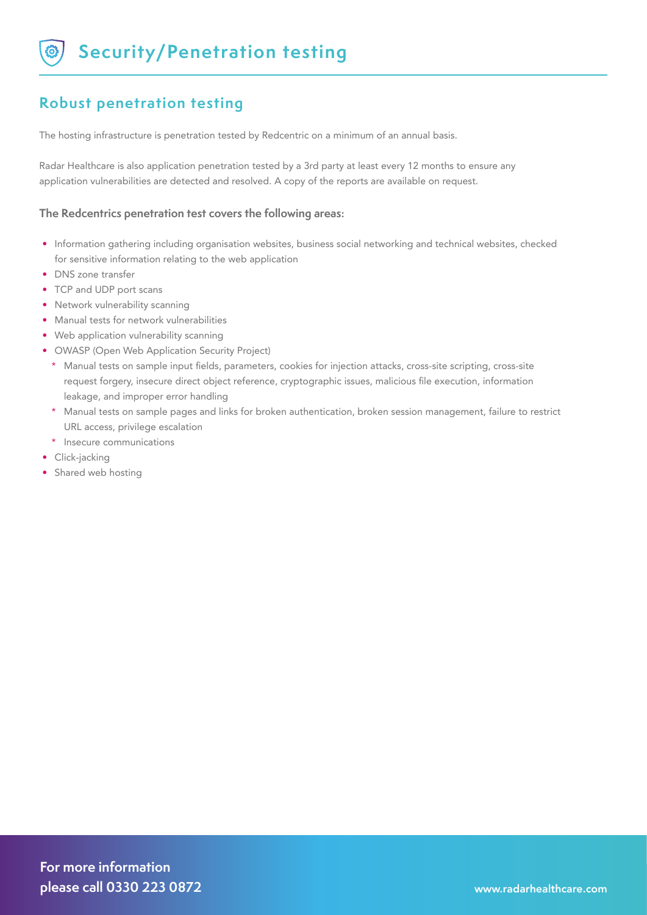# Security/Penetration testing

## Robust penetration testing

The hosting infrastructure is penetration tested by Redcentric on a minimum of an annual basis.

Radar Healthcare is also application penetration tested by a 3rd party at least every 12 months to ensure any application vulnerabilities are detected and resolved. A copy of the reports are available on request.

**The Redcentrics penetration test covers the following areas:**

- Information gathering including organisation websites, business social networking and technical websites, checked for sensitive information relating to the web application
- DNS zone transfer
- TCP and UDP port scans
- Network vulnerability scanning
- Manual tests for network vulnerabilities
- Web application vulnerability scanning
- OWASP (Open Web Application Security Project)
  * Manual tests on sample input fields, parameters, cookies for injection attacks, cross-site scripting, cross-site request forgery, insecure direct object reference, cryptographic issues, malicious file execution, information leakage, and improper error handling
  * Manual tests on sample pages and links for broken authentication, broken session management, failure to restrict URL access, privilege escalation
  * Insecure communications
- Click-jacking
- Shared web hosting

**For more information please call 0330 223 0872**

www.radarhealthcare.com